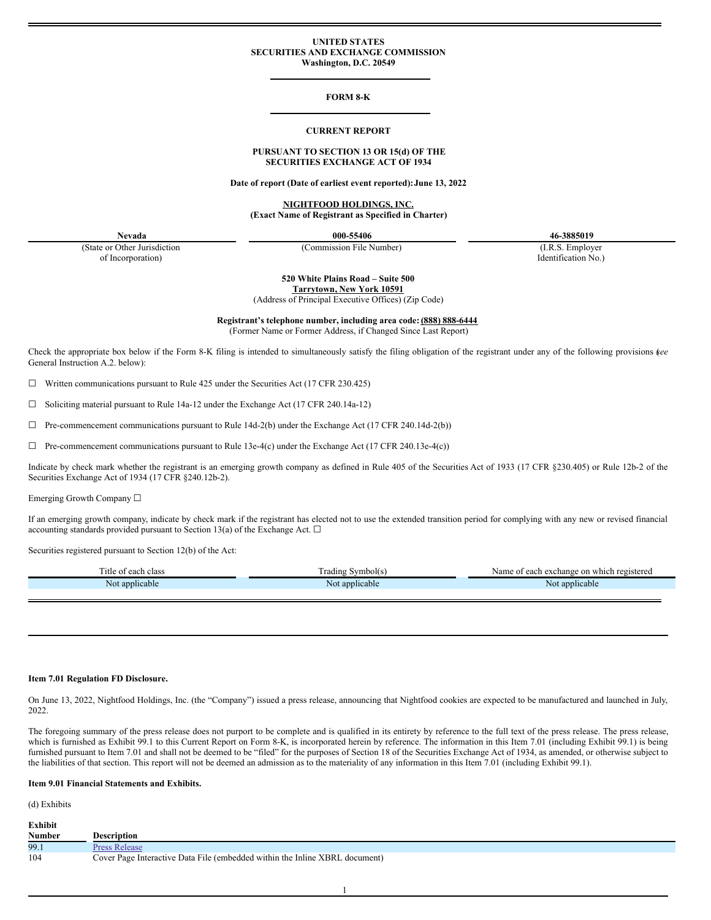**UNITED STATES**
**SECURITIES AND EXCHANGE COMMISSION**
**Washington, D.C. 20549**

---

**FORM 8-K**

---

**CURRENT REPORT**

**PURSUANT TO SECTION 13 OR 15(d) OF THE SECURITIES EXCHANGE ACT OF 1934**

**Date of report (Date of earliest event reported): June 13, 2022**

**NIGHTFOOD HOLDINGS, INC.**
**(Exact Name of Registrant as Specified in Charter)**

| Nevada | 000-55406 | 46-3885019 |
|---|---|---|
| (State or Other Jurisdiction of Incorporation) | (Commission File Number) | (I.R.S. Employer Identification No.) |

**520 White Plains Road – Suite 500**
**Tarrytown, New York 10591**
(Address of Principal Executive Offices) (Zip Code)

**Registrant's telephone number, including area code: (888) 888-6444**
(Former Name or Former Address, if Changed Since Last Report)

Check the appropriate box below if the Form 8-K filing is intended to simultaneously satisfy the filing obligation of the registrant under any of the following provisions (*see* General Instruction A.2. below):

☐ Written communications pursuant to Rule 425 under the Securities Act (17 CFR 230.425)

☐ Soliciting material pursuant to Rule 14a-12 under the Exchange Act (17 CFR 240.14a-12)

☐ Pre-commencement communications pursuant to Rule 14d-2(b) under the Exchange Act (17 CFR 240.14d-2(b))

☐ Pre-commencement communications pursuant to Rule 13e-4(c) under the Exchange Act (17 CFR 240.13e-4(c))

Indicate by check mark whether the registrant is an emerging growth company as defined in Rule 405 of the Securities Act of 1933 (17 CFR §230.405) or Rule 12b-2 of the Securities Exchange Act of 1934 (17 CFR §240.12b-2).

Emerging Growth Company ☐

If an emerging growth company, indicate by check mark if the registrant has elected not to use the extended transition period for complying with any new or revised financial accounting standards provided pursuant to Section 13(a) of the Exchange Act. ☐

Securities registered pursuant to Section 12(b) of the Act:

| Title of each class | Trading Symbol(s) | Name of each exchange on which registered |
|---|---|---|
| Not applicable | Not applicable | Not applicable |

---

**Item 7.01 Regulation FD Disclosure.**

On June 13, 2022, Nightfood Holdings, Inc. (the "Company") issued a press release, announcing that Nightfood cookies are expected to be manufactured and launched in July, 2022.

The foregoing summary of the press release does not purport to be complete and is qualified in its entirety by reference to the full text of the press release. The press release, which is furnished as Exhibit 99.1 to this Current Report on Form 8-K, is incorporated herein by reference. The information in this Item 7.01 (including Exhibit 99.1) is being furnished pursuant to Item 7.01 and shall not be deemed to be "filed" for the purposes of Section 18 of the Securities Exchange Act of 1934, as amended, or otherwise subject to the liabilities of that section. This report will not be deemed an admission as to the materiality of any information in this Item 7.01 (including Exhibit 99.1).

**Item 9.01 Financial Statements and Exhibits.**

(d) Exhibits

| Exhibit Number | Description |
|---|---|
| 99.1 | Press Release |
| 104 | Cover Page Interactive Data File (embedded within the Inline XBRL document) |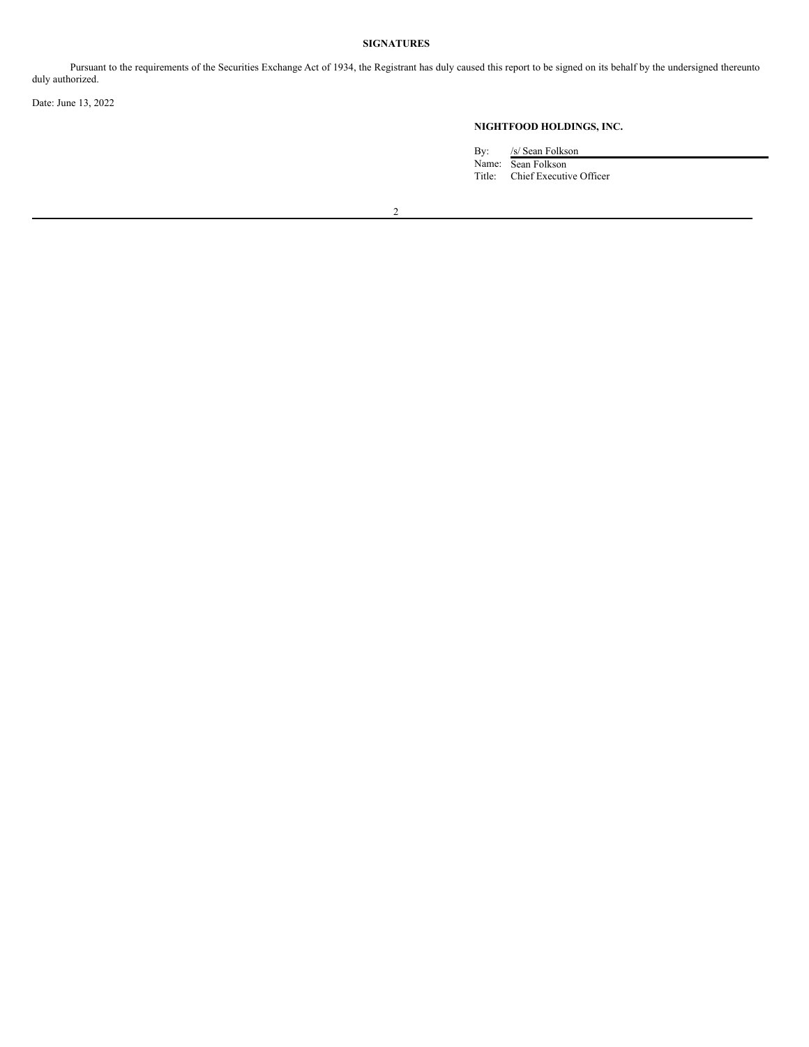**SIGNATURES**

Pursuant to the requirements of the Securities Exchange Act of 1934, the Registrant has duly caused this report to be signed on its behalf by the undersigned thereunto duly authorized.

Date: June 13, 2022

**NIGHTFOOD HOLDINGS, INC.**

By: /s/ Sean Folkson
Name: Sean Folkson
Title: Chief Executive Officer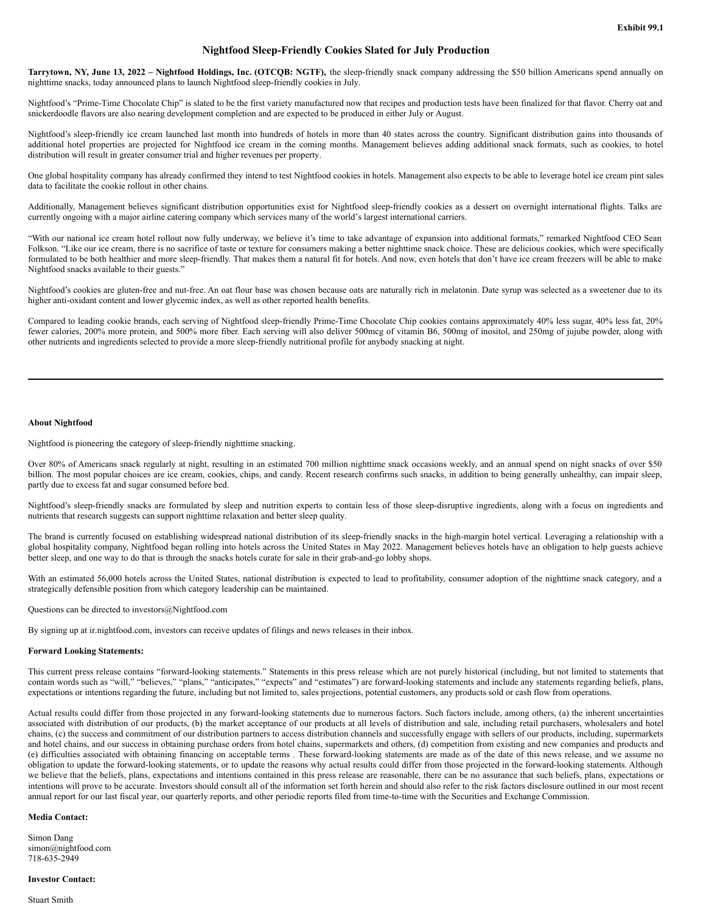**Exhibit 99.1**

## Nightfood Sleep-Friendly Cookies Slated for July Production

**Tarrytown, NY, June 13, 2022 – Nightfood Holdings, Inc. (OTCQB: NGTF),** the sleep-friendly snack company addressing the $50 billion Americans spend annually on nighttime snacks, today announced plans to launch Nightfood sleep-friendly cookies in July.

Nightfood's "Prime-Time Chocolate Chip" is slated to be the first variety manufactured now that recipes and production tests have been finalized for that flavor. Cherry oat and snickerdoodle flavors are also nearing development completion and are expected to be produced in either July or August.

Nightfood's sleep-friendly ice cream launched last month into hundreds of hotels in more than 40 states across the country. Significant distribution gains into thousands of additional hotel properties are projected for Nightfood ice cream in the coming months. Management believes adding additional snack formats, such as cookies, to hotel distribution will result in greater consumer trial and higher revenues per property.

One global hospitality company has already confirmed they intend to test Nightfood cookies in hotels. Management also expects to be able to leverage hotel ice cream pint sales data to facilitate the cookie rollout in other chains.

Additionally, Management believes significant distribution opportunities exist for Nightfood sleep-friendly cookies as a dessert on overnight international flights. Talks are currently ongoing with a major airline catering company which services many of the world's largest international carriers.

"With our national ice cream hotel rollout now fully underway, we believe it's time to take advantage of expansion into additional formats," remarked Nightfood CEO Sean Folkson. "Like our ice cream, there is no sacrifice of taste or texture for consumers making a better nighttime snack choice. These are delicious cookies, which were specifically formulated to be both healthier and more sleep-friendly. That makes them a natural fit for hotels. And now, even hotels that don't have ice cream freezers will be able to make Nightfood snacks available to their guests."

Nightfood's cookies are gluten-free and nut-free. An oat flour base was chosen because oats are naturally rich in melatonin. Date syrup was selected as a sweetener due to its higher anti-oxidant content and lower glycemic index, as well as other reported health benefits.

Compared to leading cookie brands, each serving of Nightfood sleep-friendly Prime-Time Chocolate Chip cookies contains approximately 40% less sugar, 40% less fat, 20% fewer calories, 200% more protein, and 500% more fiber. Each serving will also deliver 500mcg of vitamin B6, 500mg of inositol, and 250mg of jujube powder, along with other nutrients and ingredients selected to provide a more sleep-friendly nutritional profile for anybody snacking at night.

---

**About Nightfood**

Nightfood is pioneering the category of sleep-friendly nighttime snacking.

Over 80% of Americans snack regularly at night, resulting in an estimated 700 million nighttime snack occasions weekly, and an annual spend on night snacks of over $50 billion. The most popular choices are ice cream, cookies, chips, and candy. Recent research confirms such snacks, in addition to being generally unhealthy, can impair sleep, partly due to excess fat and sugar consumed before bed.

Nightfood's sleep-friendly snacks are formulated by sleep and nutrition experts to contain less of those sleep-disruptive ingredients, along with a focus on ingredients and nutrients that research suggests can support nighttime relaxation and better sleep quality.

The brand is currently focused on establishing widespread national distribution of its sleep-friendly snacks in the high-margin hotel vertical. Leveraging a relationship with a global hospitality company, Nightfood began rolling into hotels across the United States in May 2022. Management believes hotels have an obligation to help guests achieve better sleep, and one way to do that is through the snacks hotels curate for sale in their grab-and-go lobby shops.

With an estimated 56,000 hotels across the United States, national distribution is expected to lead to profitability, consumer adoption of the nighttime snack category, and a strategically defensible position from which category leadership can be maintained.

Questions can be directed to investors@Nightfood.com

By signing up at ir.nightfood.com, investors can receive updates of filings and news releases in their inbox.

**Forward Looking Statements:**

This current press release contains "forward-looking statements." Statements in this press release which are not purely historical (including, but not limited to statements that contain words such as "will," "believes," "plans," "anticipates," "expects" and "estimates") are forward-looking statements and include any statements regarding beliefs, plans, expectations or intentions regarding the future, including but not limited to, sales projections, potential customers, any products sold or cash flow from operations.

Actual results could differ from those projected in any forward-looking statements due to numerous factors. Such factors include, among others, (a) the inherent uncertainties associated with distribution of our products, (b) the market acceptance of our products at all levels of distribution and sale, including retail purchasers, wholesalers and hotel chains, (c) the success and commitment of our distribution partners to access distribution channels and successfully engage with sellers of our products, including, supermarkets and hotel chains, and our success in obtaining purchase orders from hotel chains, supermarkets and others, (d) competition from existing and new companies and products and (e) difficulties associated with obtaining financing on acceptable terms . These forward-looking statements are made as of the date of this news release, and we assume no obligation to update the forward-looking statements, or to update the reasons why actual results could differ from those projected in the forward-looking statements. Although we believe that the beliefs, plans, expectations and intentions contained in this press release are reasonable, there can be no assurance that such beliefs, plans, expectations or intentions will prove to be accurate. Investors should consult all of the information set forth herein and should also refer to the risk factors disclosure outlined in our most recent annual report for our last fiscal year, our quarterly reports, and other periodic reports filed from time-to-time with the Securities and Exchange Commission.

**Media Contact:**

Simon Dang
simon@nightfood.com
718-635-2949

**Investor Contact:**

Stuart Smith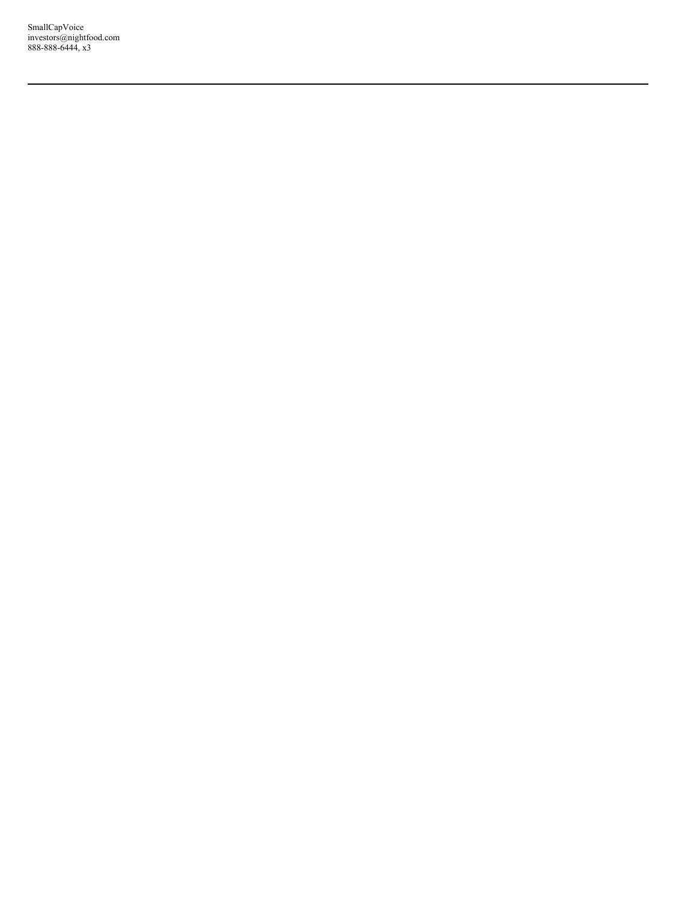SmallCapVoice
investors@nightfood.com
888-888-6444, x3

---